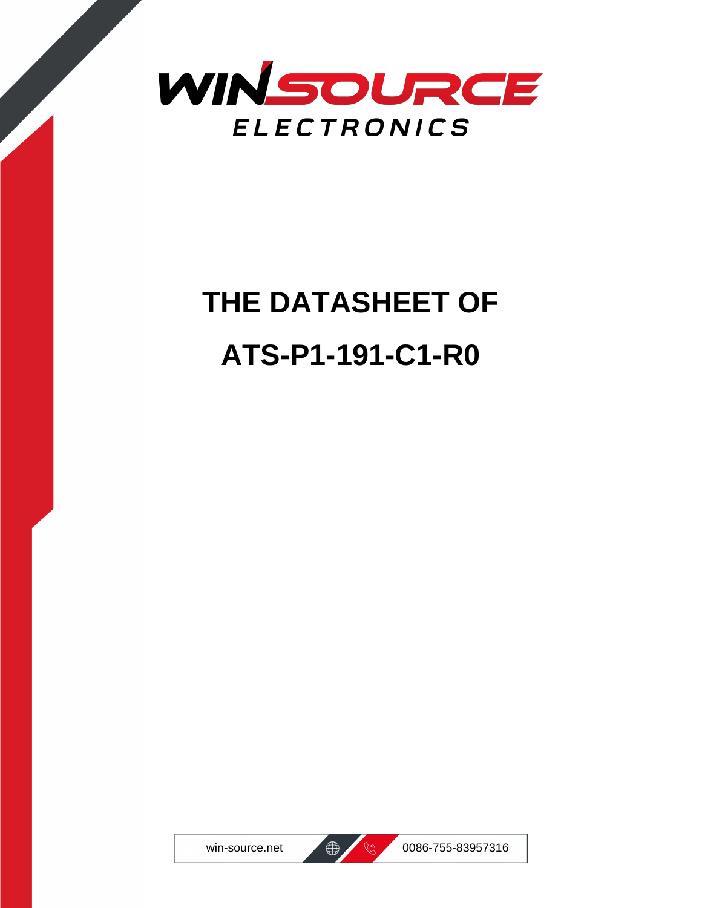WINSOURCE ELECTRONICS

# THE DATASHEET OF ATS-P1-191-C1-R0

win-source.net

0086-755-83957316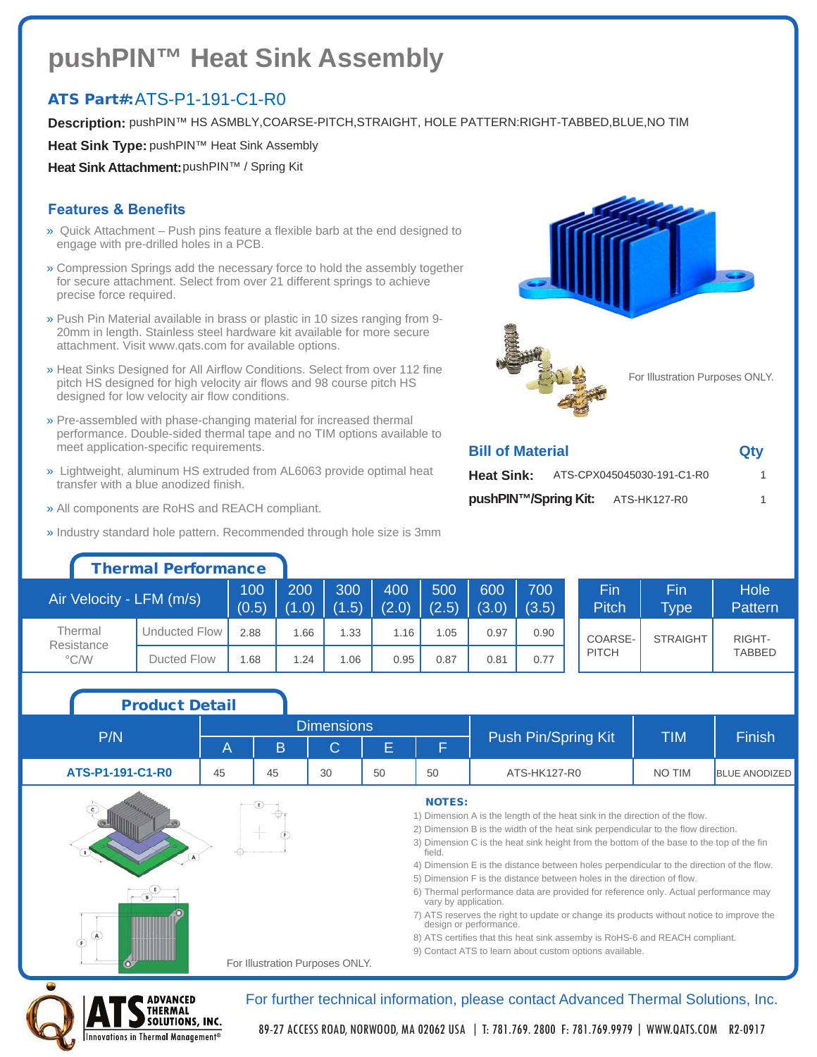# pushPIN™ Heat Sink Assembly

**ATS Part#:** ATS-P1-191-C1-R0

**Description:** pushPIN™ HS ASMBLY,COARSE-PITCH,STRAIGHT, HOLE PATTERN:RIGHT-TABBED,BLUE,NO TIM

**Heat Sink Type:** pushPIN™ Heat Sink Assembly

**Heat Sink Attachment:** pushPIN™ / Spring Kit

## Features & Benefits

- » Quick Attachment – Push pins feature a flexible barb at the end designed to engage with pre-drilled holes in a PCB.
- » Compression Springs add the necessary force to hold the assembly together for secure attachment. Select from over 21 different springs to achieve precise force required.
- » Push Pin Material available in brass or plastic in 10 sizes ranging from 9-20mm in length. Stainless steel hardware kit available for more secure attachment. Visit www.qats.com for available options.
- » Heat Sinks Designed for All Airflow Conditions. Select from over 112 fine pitch HS designed for high velocity air flows and 98 course pitch HS designed for low velocity air flow conditions.
- » Pre-assembled with phase-changing material for increased thermal performance. Double-sided thermal tape and no TIM options available to meet application-specific requirements.
- » Lightweight, aluminum HS extruded from AL6063 provide optimal heat transfer with a blue anodized finish.
- » All components are RoHS and REACH compliant.
- » Industry standard hole pattern. Recommended through hole size is 3mm

For Illustration Purposes ONLY.

| Bill of Material | | Qty |
|---|---|---|
| Heat Sink: | ATS-CPX045045030-191-C1-R0 | 1 |
| pushPIN™/Spring Kit: | ATS-HK127-R0 | 1 |

## Thermal Performance

| Air Velocity - LFM (m/s) | | 100 (0.5) | 200 (1.0) | 300 (1.5) | 400 (2.0) | 500 (2.5) | 600 (3.0) | 700 (3.5) |
|---|---|---|---|---|---|---|---|---|
| Thermal Resistance °C/W | Unducted Flow | 2.88 | 1.66 | 1.33 | 1.16 | 1.05 | 0.97 | 0.90 |
| | Ducted Flow | 1.68 | 1.24 | 1.06 | 0.95 | 0.87 | 0.81 | 0.77 |

| Fin Pitch | Fin Type | Hole Pattern |
|---|---|---|
| COARSE-PITCH | STRAIGHT | RIGHT-TABBED |

## Product Detail

| P/N | Dimensions | | | | | Push Pin/Spring Kit | TIM | Finish |
|---|---|---|---|---|---|---|---|---|
| | A | B | C | E | F | | | |
| ATS-P1-191-C1-R0 | 45 | 45 | 30 | 50 | 50 | ATS-HK127-R0 | NO TIM | BLUE ANODIZED |

For Illustration Purposes ONLY.

**NOTES:**

1) Dimension A is the length of the heat sink in the direction of the flow.
2) Dimension B is the width of the heat sink perpendicular to the flow direction.
3) Dimension C is the heat sink height from the bottom of the base to the top of the fin field.
4) Dimension E is the distance between holes perpendicular to the direction of the flow.
5) Dimension F is the distance between holes in the direction of flow.
6) Thermal performance data are provided for reference only. Actual performance may vary by application.
7) ATS reserves the right to update or change its products without notice to improve the design or performance.
8) ATS certifies that this heat sink assemby is RoHS-6 and REACH compliant.
9) Contact ATS to learn about custom options available.

ATS ADVANCED THERMAL SOLUTIONS, INC. Innovations in Thermal Management®

For further technical information, please contact Advanced Thermal Solutions, Inc.

89-27 ACCESS ROAD, NORWOOD, MA 02062 USA | T: 781.769. 2800 F: 781.769.9979 | WWW.QATS.COM R2-0917